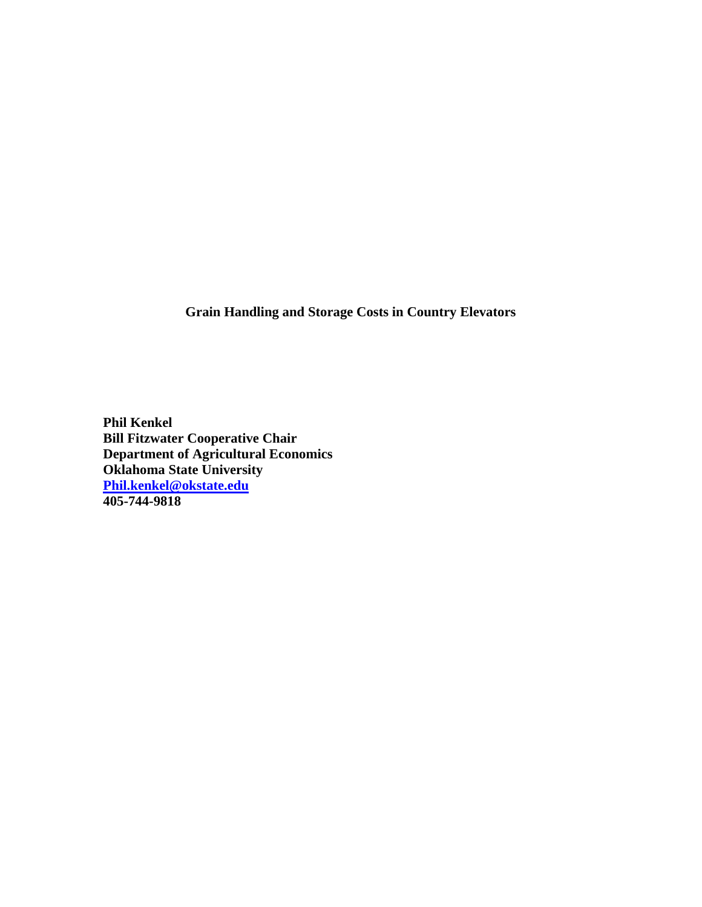# Grain Handling and Storage Costs in Country Elevators

**Phil Kenkel**
**Bill Fitzwater Cooperative Chair**
**Department of Agricultural Economics**
**Oklahoma State University**
**[Phil.kenkel@okstate.edu](mailto:Phil.kenkel@okstate.edu)**
**405-744-9818**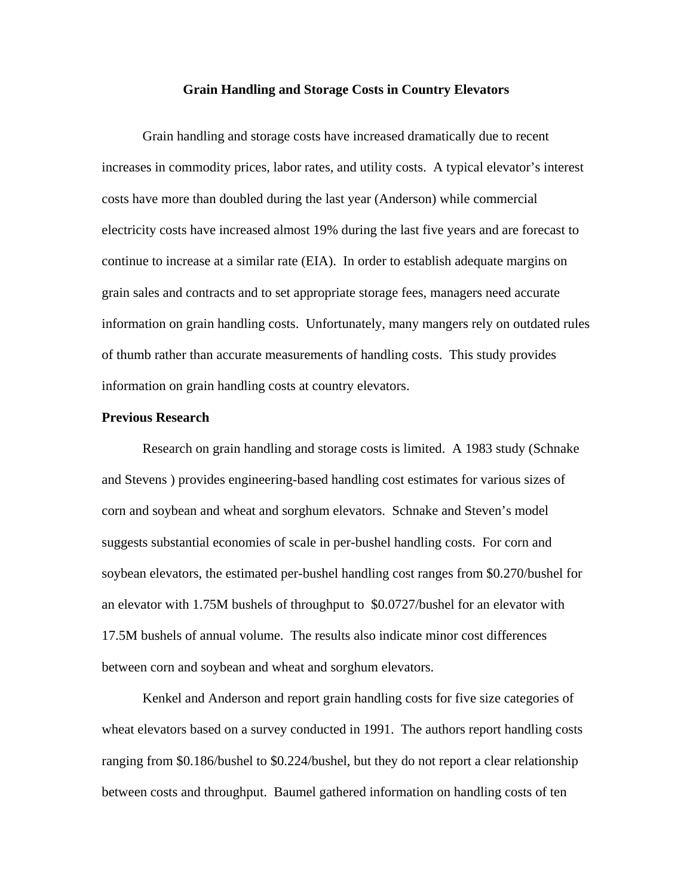# Grain Handling and Storage Costs in Country Elevators

Grain handling and storage costs have increased dramatically due to recent increases in commodity prices, labor rates, and utility costs. A typical elevator's interest costs have more than doubled during the last year (Anderson) while commercial electricity costs have increased almost 19% during the last five years and are forecast to continue to increase at a similar rate (EIA). In order to establish adequate margins on grain sales and contracts and to set appropriate storage fees, managers need accurate information on grain handling costs. Unfortunately, many mangers rely on outdated rules of thumb rather than accurate measurements of handling costs. This study provides information on grain handling costs at country elevators.

## Previous Research

Research on grain handling and storage costs is limited. A 1983 study (Schnake and Stevens ) provides engineering-based handling cost estimates for various sizes of corn and soybean and wheat and sorghum elevators. Schnake and Steven's model suggests substantial economies of scale in per-bushel handling costs. For corn and soybean elevators, the estimated per-bushel handling cost ranges from $0.270/bushel for an elevator with 1.75M bushels of throughput to $0.0727/bushel for an elevator with 17.5M bushels of annual volume. The results also indicate minor cost differences between corn and soybean and wheat and sorghum elevators.

Kenkel and Anderson and report grain handling costs for five size categories of wheat elevators based on a survey conducted in 1991. The authors report handling costs ranging from $0.186/bushel to $0.224/bushel, but they do not report a clear relationship between costs and throughput. Baumel gathered information on handling costs of ten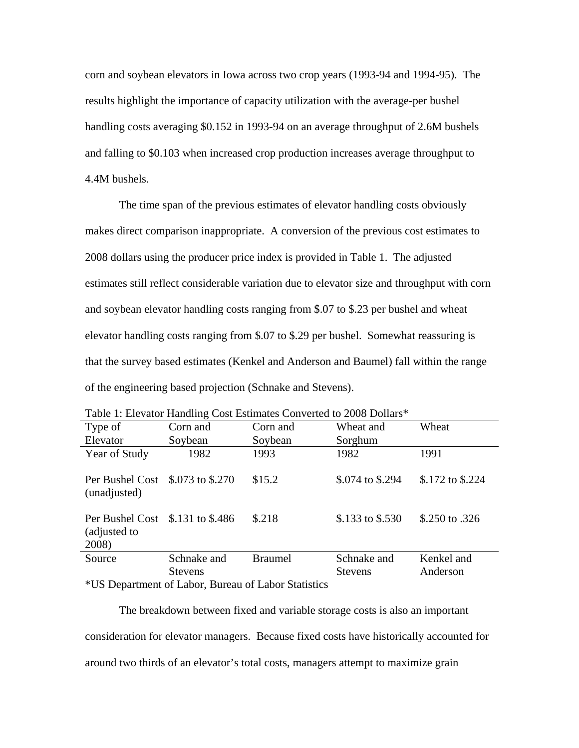corn and soybean elevators in Iowa across two crop years (1993-94 and 1994-95). The results highlight the importance of capacity utilization with the average-per bushel handling costs averaging $0.152 in 1993-94 on an average throughput of 2.6M bushels and falling to $0.103 when increased crop production increases average throughput to 4.4M bushels.

The time span of the previous estimates of elevator handling costs obviously makes direct comparison inappropriate. A conversion of the previous cost estimates to 2008 dollars using the producer price index is provided in Table 1. The adjusted estimates still reflect considerable variation due to elevator size and throughput with corn and soybean elevator handling costs ranging from $.07 to $.23 per bushel and wheat elevator handling costs ranging from $.07 to $.29 per bushel. Somewhat reassuring is that the survey based estimates (Kenkel and Anderson and Baumel) fall within the range of the engineering based projection (Schnake and Stevens).

Table 1: Elevator Handling Cost Estimates Converted to 2008 Dollars*

| Type of Elevator | Corn and Soybean | Corn and Soybean | Wheat and Sorghum | Wheat |
|---|---|---|---|---|
| Year of Study | 1982 | 1993 | 1982 | 1991 |
| Per Bushel Cost (unadjusted) | $.073 to $.270 | $15.2 | $.074 to $.294 | $.172 to $.224 |
| Per Bushel Cost (adjusted to 2008) | $.131 to $.486 | $.218 | $.133 to $.530 | $.250 to .326 |
| Source | Schnake and Stevens | Braumel | Schnake and Stevens | Kenkel and Anderson |

*US Department of Labor, Bureau of Labor Statistics

The breakdown between fixed and variable storage costs is also an important consideration for elevator managers. Because fixed costs have historically accounted for around two thirds of an elevator's total costs, managers attempt to maximize grain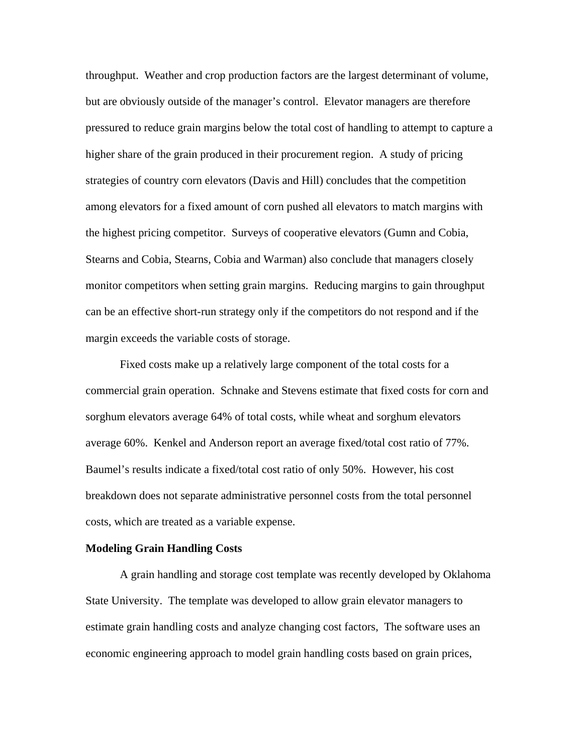throughput. Weather and crop production factors are the largest determinant of volume, but are obviously outside of the manager's control. Elevator managers are therefore pressured to reduce grain margins below the total cost of handling to attempt to capture a higher share of the grain produced in their procurement region. A study of pricing strategies of country corn elevators (Davis and Hill) concludes that the competition among elevators for a fixed amount of corn pushed all elevators to match margins with the highest pricing competitor. Surveys of cooperative elevators (Gumn and Cobia, Stearns and Cobia, Stearns, Cobia and Warman) also conclude that managers closely monitor competitors when setting grain margins. Reducing margins to gain throughput can be an effective short-run strategy only if the competitors do not respond and if the margin exceeds the variable costs of storage.

Fixed costs make up a relatively large component of the total costs for a commercial grain operation. Schnake and Stevens estimate that fixed costs for corn and sorghum elevators average 64% of total costs, while wheat and sorghum elevators average 60%. Kenkel and Anderson report an average fixed/total cost ratio of 77%. Baumel's results indicate a fixed/total cost ratio of only 50%. However, his cost breakdown does not separate administrative personnel costs from the total personnel costs, which are treated as a variable expense.

**Modeling Grain Handling Costs**

A grain handling and storage cost template was recently developed by Oklahoma State University. The template was developed to allow grain elevator managers to estimate grain handling costs and analyze changing cost factors, The software uses an economic engineering approach to model grain handling costs based on grain prices,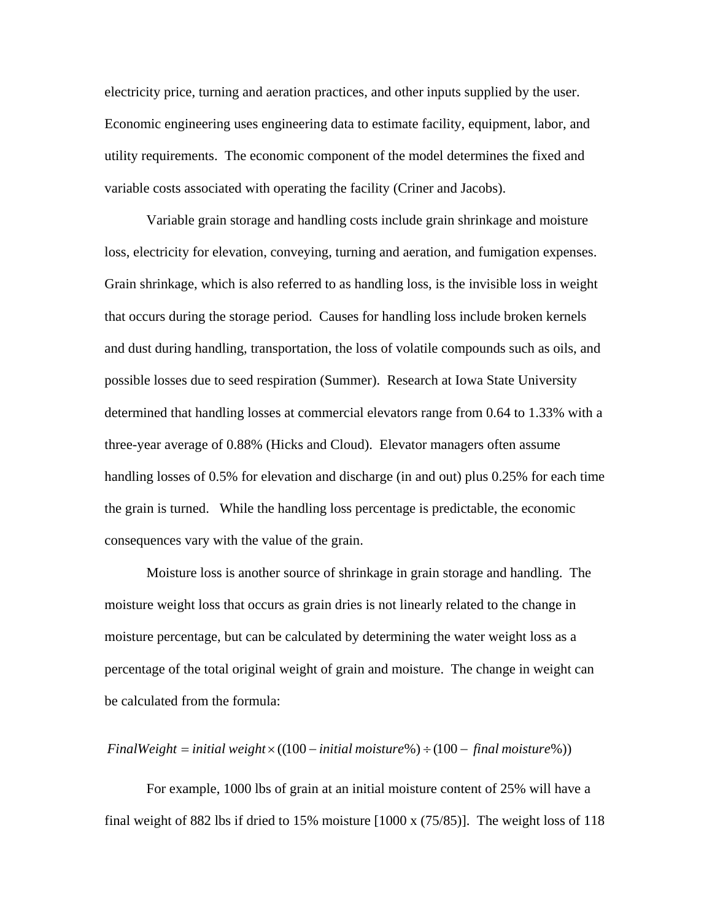electricity price, turning and aeration practices, and other inputs supplied by the user. Economic engineering uses engineering data to estimate facility, equipment, labor, and utility requirements. The economic component of the model determines the fixed and variable costs associated with operating the facility (Criner and Jacobs).

Variable grain storage and handling costs include grain shrinkage and moisture loss, electricity for elevation, conveying, turning and aeration, and fumigation expenses. Grain shrinkage, which is also referred to as handling loss, is the invisible loss in weight that occurs during the storage period. Causes for handling loss include broken kernels and dust during handling, transportation, the loss of volatile compounds such as oils, and possible losses due to seed respiration (Summer). Research at Iowa State University determined that handling losses at commercial elevators range from 0.64 to 1.33% with a three-year average of 0.88% (Hicks and Cloud). Elevator managers often assume handling losses of 0.5% for elevation and discharge (in and out) plus 0.25% for each time the grain is turned. While the handling loss percentage is predictable, the economic consequences vary with the value of the grain.

Moisture loss is another source of shrinkage in grain storage and handling. The moisture weight loss that occurs as grain dries is not linearly related to the change in moisture percentage, but can be calculated by determining the water weight loss as a percentage of the total original weight of grain and moisture. The change in weight can be calculated from the formula:

$$FinalWeight = initial\ weight \times ((100 - initial\ moisture\%) \div (100 - \ final\ moisture\%))$$

For example, 1000 lbs of grain at an initial moisture content of 25% will have a final weight of 882 lbs if dried to 15% moisture [1000 x (75/85)]. The weight loss of 118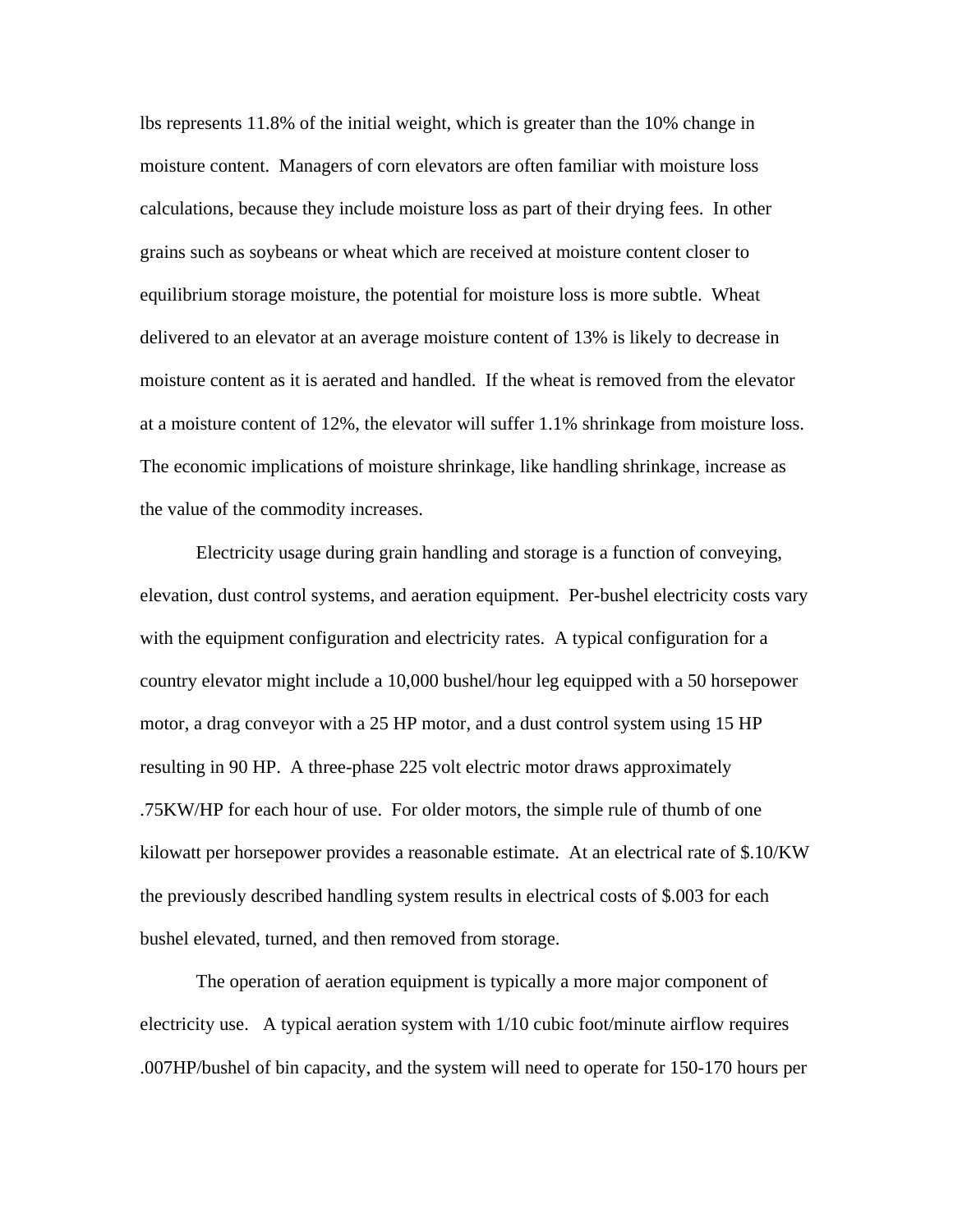lbs represents 11.8% of the initial weight, which is greater than the 10% change in moisture content. Managers of corn elevators are often familiar with moisture loss calculations, because they include moisture loss as part of their drying fees. In other grains such as soybeans or wheat which are received at moisture content closer to equilibrium storage moisture, the potential for moisture loss is more subtle. Wheat delivered to an elevator at an average moisture content of 13% is likely to decrease in moisture content as it is aerated and handled. If the wheat is removed from the elevator at a moisture content of 12%, the elevator will suffer 1.1% shrinkage from moisture loss. The economic implications of moisture shrinkage, like handling shrinkage, increase as the value of the commodity increases.

Electricity usage during grain handling and storage is a function of conveying, elevation, dust control systems, and aeration equipment. Per-bushel electricity costs vary with the equipment configuration and electricity rates. A typical configuration for a country elevator might include a 10,000 bushel/hour leg equipped with a 50 horsepower motor, a drag conveyor with a 25 HP motor, and a dust control system using 15 HP resulting in 90 HP. A three-phase 225 volt electric motor draws approximately .75KW/HP for each hour of use. For older motors, the simple rule of thumb of one kilowatt per horsepower provides a reasonable estimate. At an electrical rate of $.10/KW the previously described handling system results in electrical costs of $.003 for each bushel elevated, turned, and then removed from storage.

The operation of aeration equipment is typically a more major component of electricity use. A typical aeration system with 1/10 cubic foot/minute airflow requires .007HP/bushel of bin capacity, and the system will need to operate for 150-170 hours per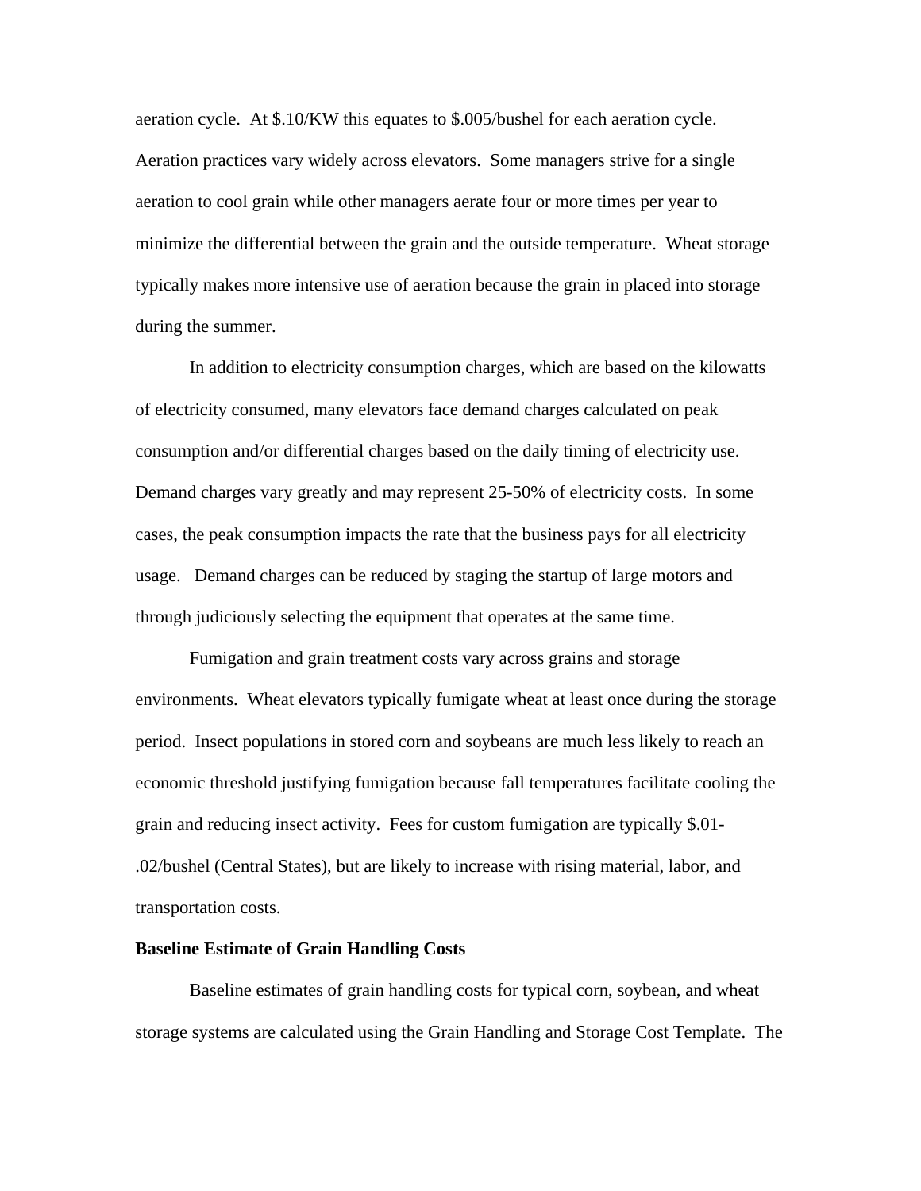aeration cycle. At $.10/KW this equates to $.005/bushel for each aeration cycle. Aeration practices vary widely across elevators. Some managers strive for a single aeration to cool grain while other managers aerate four or more times per year to minimize the differential between the grain and the outside temperature. Wheat storage typically makes more intensive use of aeration because the grain in placed into storage during the summer.

In addition to electricity consumption charges, which are based on the kilowatts of electricity consumed, many elevators face demand charges calculated on peak consumption and/or differential charges based on the daily timing of electricity use. Demand charges vary greatly and may represent 25-50% of electricity costs. In some cases, the peak consumption impacts the rate that the business pays for all electricity usage. Demand charges can be reduced by staging the startup of large motors and through judiciously selecting the equipment that operates at the same time.

Fumigation and grain treatment costs vary across grains and storage environments. Wheat elevators typically fumigate wheat at least once during the storage period. Insect populations in stored corn and soybeans are much less likely to reach an economic threshold justifying fumigation because fall temperatures facilitate cooling the grain and reducing insect activity. Fees for custom fumigation are typically $.01-.02/bushel (Central States), but are likely to increase with rising material, labor, and transportation costs.

**Baseline Estimate of Grain Handling Costs**

Baseline estimates of grain handling costs for typical corn, soybean, and wheat storage systems are calculated using the Grain Handling and Storage Cost Template. The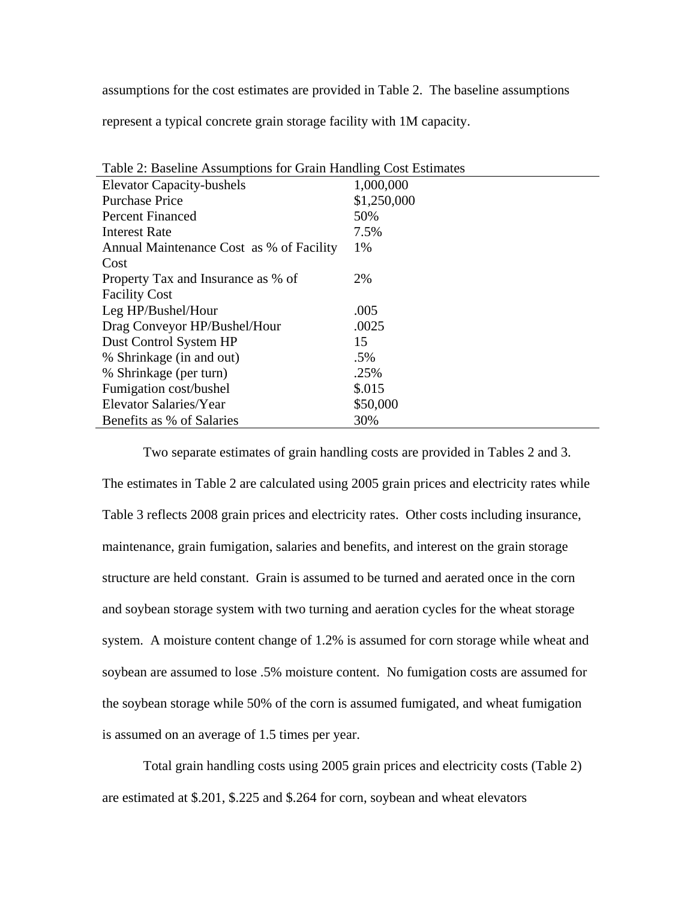assumptions for the cost estimates are provided in Table 2. The baseline assumptions represent a typical concrete grain storage facility with 1M capacity.

Table 2: Baseline Assumptions for Grain Handling Cost Estimates

| | |
|---|---|
| Elevator Capacity-bushels | 1,000,000 |
| Purchase Price | $1,250,000 |
| Percent Financed | 50% |
| Interest Rate | 7.5% |
| Annual Maintenance Cost as % of Facility Cost | 1% |
| Property Tax and Insurance as % of Facility Cost | 2% |
| Leg HP/Bushel/Hour | .005 |
| Drag Conveyor HP/Bushel/Hour | .0025 |
| Dust Control System HP | 15 |
| % Shrinkage (in and out) | .5% |
| % Shrinkage (per turn) | .25% |
| Fumigation cost/bushel | $.015 |
| Elevator Salaries/Year | $50,000 |
| Benefits as % of Salaries | 30% |

Two separate estimates of grain handling costs are provided in Tables 2 and 3. The estimates in Table 2 are calculated using 2005 grain prices and electricity rates while Table 3 reflects 2008 grain prices and electricity rates. Other costs including insurance, maintenance, grain fumigation, salaries and benefits, and interest on the grain storage structure are held constant. Grain is assumed to be turned and aerated once in the corn and soybean storage system with two turning and aeration cycles for the wheat storage system. A moisture content change of 1.2% is assumed for corn storage while wheat and soybean are assumed to lose .5% moisture content. No fumigation costs are assumed for the soybean storage while 50% of the corn is assumed fumigated, and wheat fumigation is assumed on an average of 1.5 times per year.

Total grain handling costs using 2005 grain prices and electricity costs (Table 2) are estimated at $.201, $.225 and $.264 for corn, soybean and wheat elevators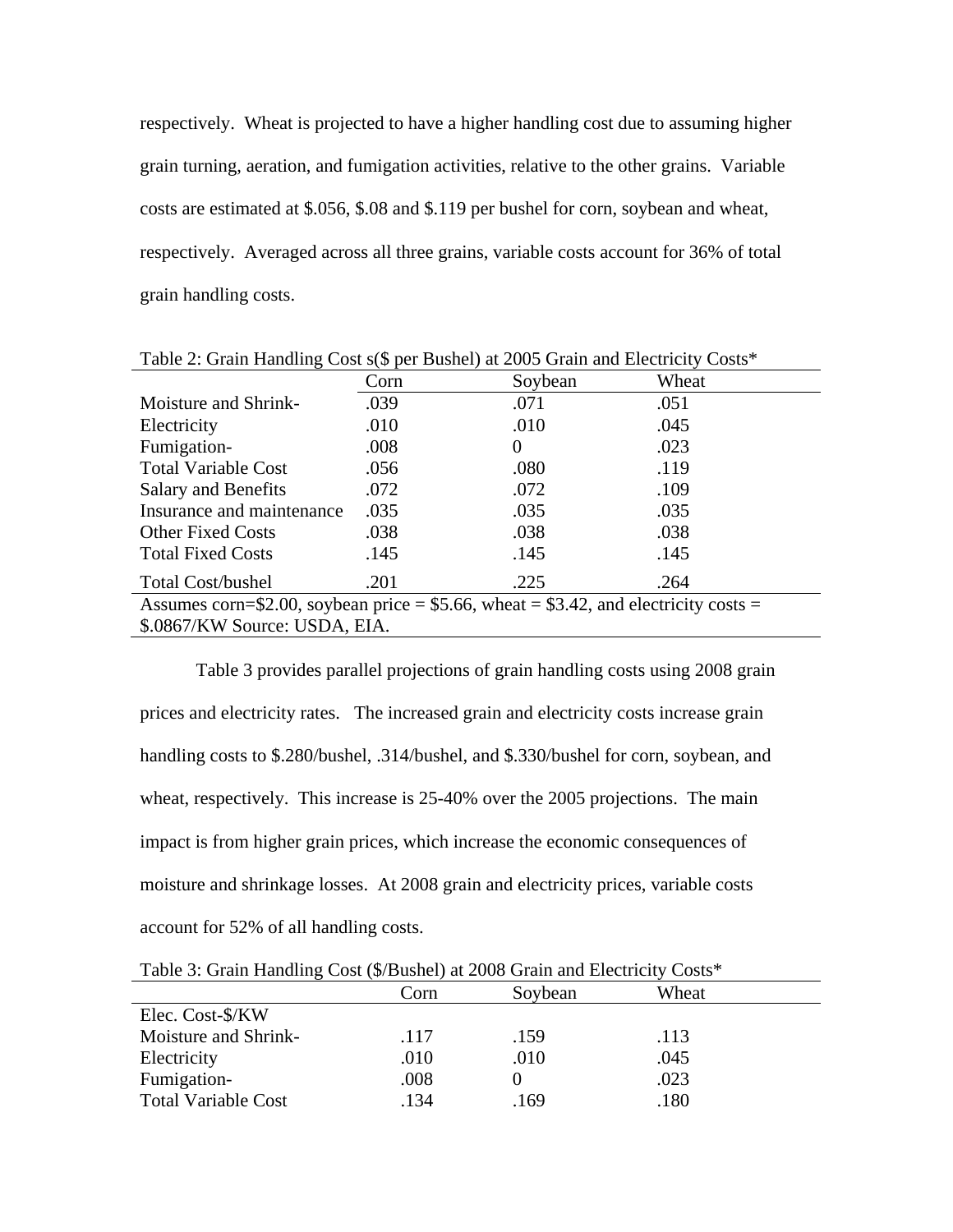respectively. Wheat is projected to have a higher handling cost due to assuming higher grain turning, aeration, and fumigation activities, relative to the other grains. Variable costs are estimated at $.056, $.08 and $.119 per bushel for corn, soybean and wheat, respectively. Averaged across all three grains, variable costs account for 36% of total grain handling costs.

Table 2: Grain Handling Cost s($ per Bushel) at 2005 Grain and Electricity Costs*

| | Corn | Soybean | Wheat |
|---|---|---|---|
| Moisture and Shrink- | .039 | .071 | .051 |
| Electricity | .010 | .010 | .045 |
| Fumigation- | .008 | 0 | .023 |
| Total Variable Cost | .056 | .080 | .119 |
| Salary and Benefits | .072 | .072 | .109 |
| Insurance and maintenance | .035 | .035 | .035 |
| Other Fixed Costs | .038 | .038 | .038 |
| Total Fixed Costs | .145 | .145 | .145 |
| Total Cost/bushel | .201 | .225 | .264 |

Assumes corn=$2.00, soybean price = $5.66, wheat = $3.42, and electricity costs = $.0867/KW Source: USDA, EIA.

Table 3 provides parallel projections of grain handling costs using 2008 grain prices and electricity rates. The increased grain and electricity costs increase grain handling costs to $.280/bushel, .314/bushel, and $.330/bushel for corn, soybean, and wheat, respectively. This increase is 25-40% over the 2005 projections. The main impact is from higher grain prices, which increase the economic consequences of moisture and shrinkage losses. At 2008 grain and electricity prices, variable costs account for 52% of all handling costs.

Table 3: Grain Handling Cost ($/Bushel) at 2008 Grain and Electricity Costs*

| | Corn | Soybean | Wheat |
|---|---|---|---|
| Elec. Cost-$/KW | | | |
| Moisture and Shrink- | .117 | .159 | .113 |
| Electricity | .010 | .010 | .045 |
| Fumigation- | .008 | 0 | .023 |
| Total Variable Cost | .134 | .169 | .180 |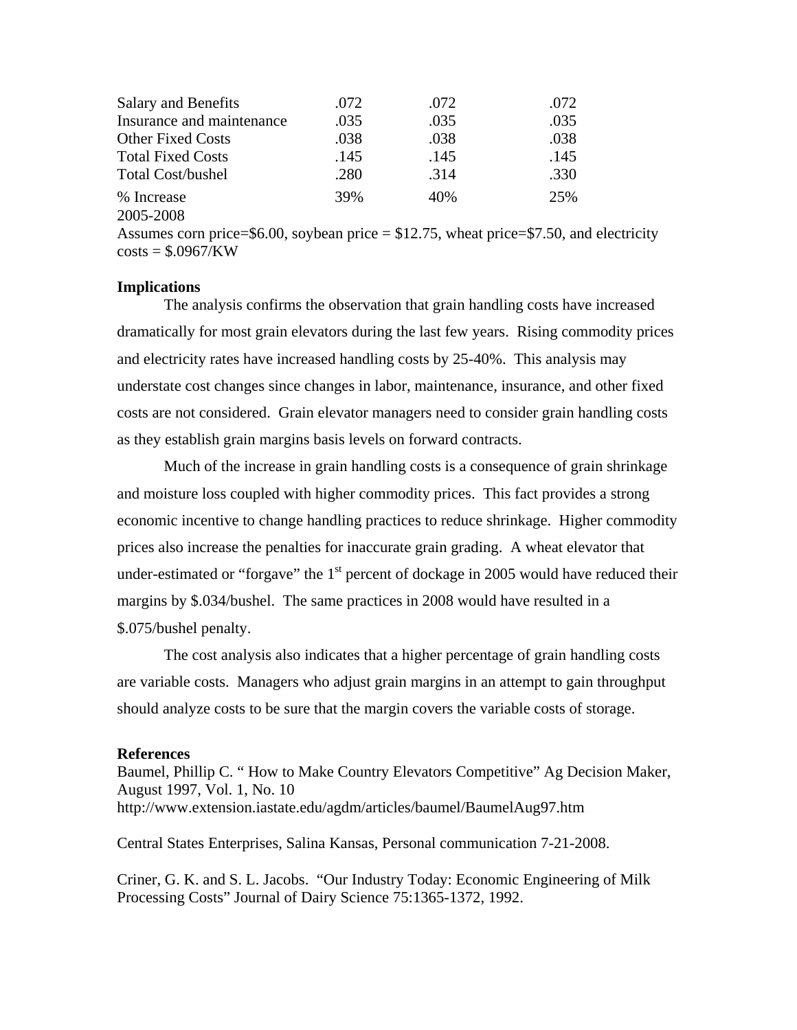| | | | |
|---|---|---|---|
| Salary and Benefits | .072 | .072 | .072 |
| Insurance and maintenance | .035 | .035 | .035 |
| Other Fixed Costs | .038 | .038 | .038 |
| Total Fixed Costs | .145 | .145 | .145 |
| Total Cost/bushel | .280 | .314 | .330 |
| % Increase 2005-2008 | 39% | 40% | 25% |

Assumes corn price=$6.00, soybean price = $12.75, wheat price=$7.50, and electricity costs = $.0967/KW

**Implications**

The analysis confirms the observation that grain handling costs have increased dramatically for most grain elevators during the last few years. Rising commodity prices and electricity rates have increased handling costs by 25-40%. This analysis may understate cost changes since changes in labor, maintenance, insurance, and other fixed costs are not considered. Grain elevator managers need to consider grain handling costs as they establish grain margins basis levels on forward contracts.

Much of the increase in grain handling costs is a consequence of grain shrinkage and moisture loss coupled with higher commodity prices. This fact provides a strong economic incentive to change handling practices to reduce shrinkage. Higher commodity prices also increase the penalties for inaccurate grain grading. A wheat elevator that under-estimated or "forgave" the 1st percent of dockage in 2005 would have reduced their margins by $.034/bushel. The same practices in 2008 would have resulted in a $.075/bushel penalty.

The cost analysis also indicates that a higher percentage of grain handling costs are variable costs. Managers who adjust grain margins in an attempt to gain throughput should analyze costs to be sure that the margin covers the variable costs of storage.

**References**

Baumel, Phillip C. " How to Make Country Elevators Competitive" Ag Decision Maker, August 1997, Vol. 1, No. 10
http://www.extension.iastate.edu/agdm/articles/baumel/BaumelAug97.htm

Central States Enterprises, Salina Kansas, Personal communication 7-21-2008.

Criner, G. K. and S. L. Jacobs. "Our Industry Today: Economic Engineering of Milk Processing Costs" Journal of Dairy Science 75:1365-1372, 1992.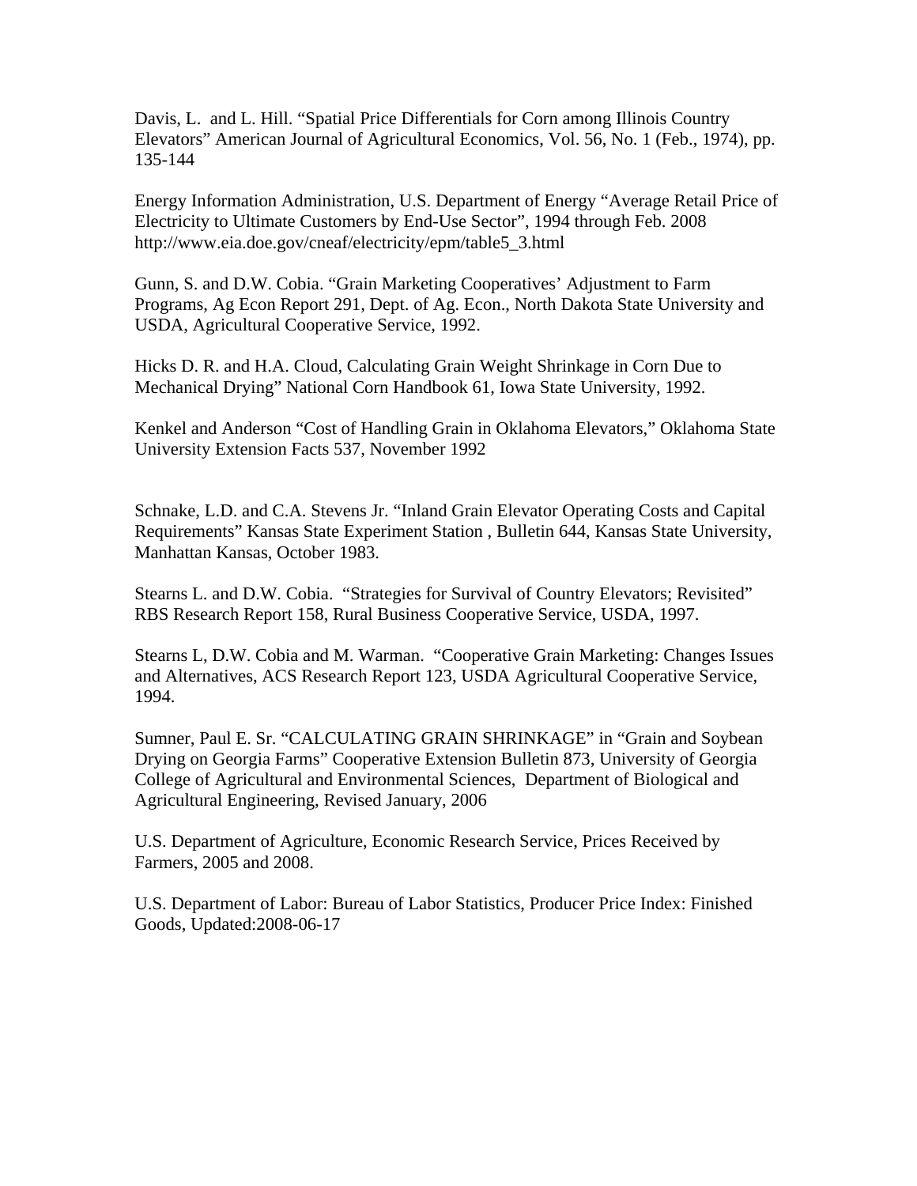Davis, L. and L. Hill. “Spatial Price Differentials for Corn among Illinois Country Elevators” American Journal of Agricultural Economics, Vol. 56, No. 1 (Feb., 1974), pp. 135-144

Energy Information Administration, U.S. Department of Energy “Average Retail Price of Electricity to Ultimate Customers by End-Use Sector”, 1994 through Feb. 2008 http://www.eia.doe.gov/cneaf/electricity/epm/table5_3.html

Gunn, S. and D.W. Cobia. “Grain Marketing Cooperatives’ Adjustment to Farm Programs, Ag Econ Report 291, Dept. of Ag. Econ., North Dakota State University and USDA, Agricultural Cooperative Service, 1992.

Hicks D. R. and H.A. Cloud, Calculating Grain Weight Shrinkage in Corn Due to Mechanical Drying” National Corn Handbook 61, Iowa State University, 1992.

Kenkel and Anderson “Cost of Handling Grain in Oklahoma Elevators,” Oklahoma State University Extension Facts 537, November 1992

Schnake, L.D. and C.A. Stevens Jr. “Inland Grain Elevator Operating Costs and Capital Requirements” Kansas State Experiment Station , Bulletin 644, Kansas State University, Manhattan Kansas, October 1983.

Stearns L. and D.W. Cobia. “Strategies for Survival of Country Elevators; Revisited” RBS Research Report 158, Rural Business Cooperative Service, USDA, 1997.

Stearns L, D.W. Cobia and M. Warman. “Cooperative Grain Marketing: Changes Issues and Alternatives, ACS Research Report 123, USDA Agricultural Cooperative Service, 1994.

Sumner, Paul E. Sr. “CALCULATING GRAIN SHRINKAGE” in “Grain and Soybean Drying on Georgia Farms” Cooperative Extension Bulletin 873, University of Georgia College of Agricultural and Environmental Sciences, Department of Biological and Agricultural Engineering, Revised January, 2006

U.S. Department of Agriculture, Economic Research Service, Prices Received by Farmers, 2005 and 2008.

U.S. Department of Labor: Bureau of Labor Statistics, Producer Price Index: Finished Goods, Updated:2008-06-17